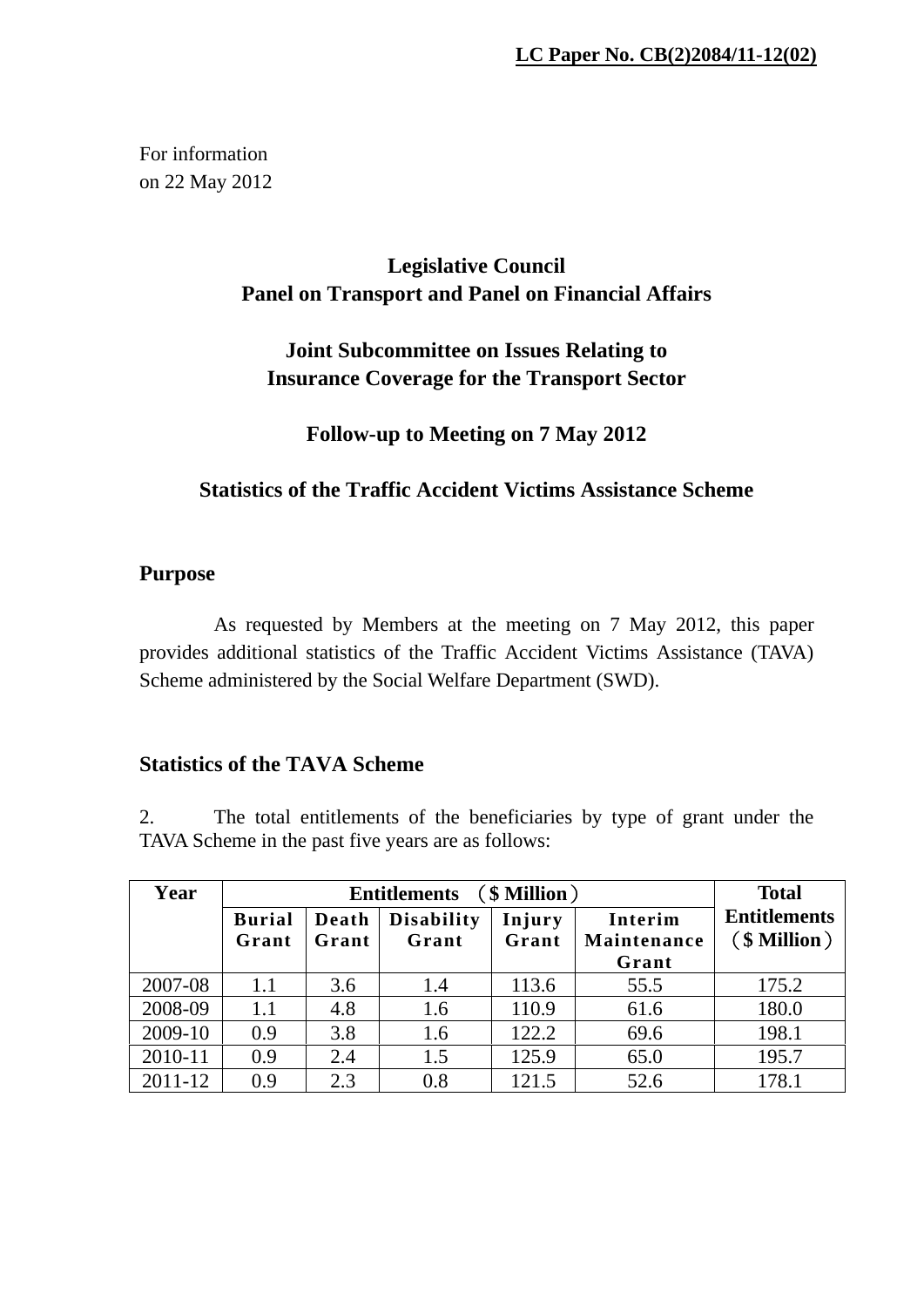**LC Paper No. CB(2)2084/11-12(02)**

For information
on 22 May 2012

**Legislative Council**
**Panel on Transport and Panel on Financial Affairs**

**Joint Subcommittee on Issues Relating to**
**Insurance Coverage for the Transport Sector**

**Follow-up to Meeting on 7 May 2012**

**Statistics of the Traffic Accident Victims Assistance Scheme**

## Purpose

As requested by Members at the meeting on 7 May 2012, this paper provides additional statistics of the Traffic Accident Victims Assistance (TAVA) Scheme administered by the Social Welfare Department (SWD).

## Statistics of the TAVA Scheme

2. The total entitlements of the beneficiaries by type of grant under the TAVA Scheme in the past five years are as follows:

| Year | Entitlements （$ Million） | | | | | Total Entitlements （$ Million） |
|---|---|---|---|---|---|---|
| | Burial Grant | Death Grant | Disability Grant | Injury Grant | Interim Maintenance Grant | |
| 2007-08 | 1.1 | 3.6 | 1.4 | 113.6 | 55.5 | 175.2 |
| 2008-09 | 1.1 | 4.8 | 1.6 | 110.9 | 61.6 | 180.0 |
| 2009-10 | 0.9 | 3.8 | 1.6 | 122.2 | 69.6 | 198.1 |
| 2010-11 | 0.9 | 2.4 | 1.5 | 125.9 | 65.0 | 195.7 |
| 2011-12 | 0.9 | 2.3 | 0.8 | 121.5 | 52.6 | 178.1 |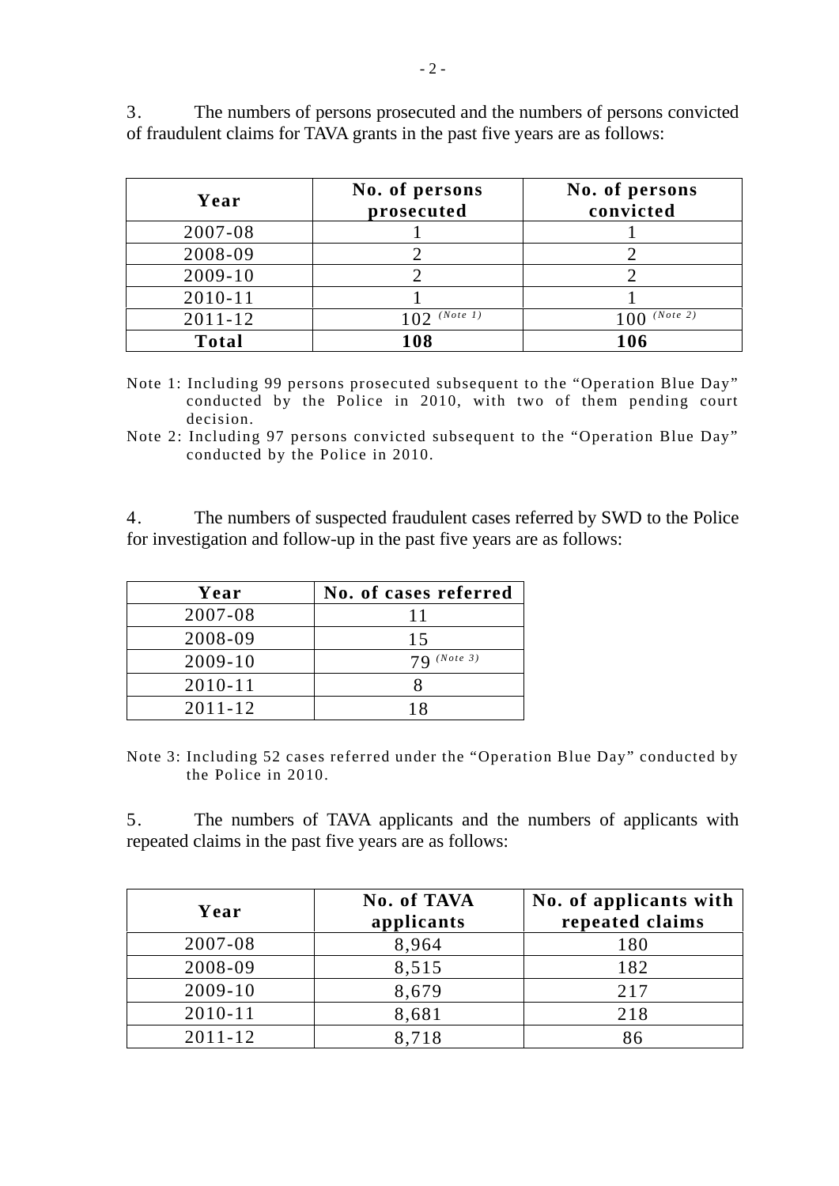3. The numbers of persons prosecuted and the numbers of persons convicted of fraudulent claims for TAVA grants in the past five years are as follows:

| Year | No. of persons prosecuted | No. of persons convicted |
|---|---|---|
| 2007-08 | 1 | 1 |
| 2008-09 | 2 | 2 |
| 2009-10 | 2 | 2 |
| 2010-11 | 1 | 1 |
| 2011-12 | 102 (Note 1) | 100 (Note 2) |
| **Total** | **108** | **106** |

Note 1: Including 99 persons prosecuted subsequent to the "Operation Blue Day" conducted by the Police in 2010, with two of them pending court decision.

Note 2: Including 97 persons convicted subsequent to the "Operation Blue Day" conducted by the Police in 2010.

4. The numbers of suspected fraudulent cases referred by SWD to the Police for investigation and follow-up in the past five years are as follows:

| Year | No. of cases referred |
|---|---|
| 2007-08 | 11 |
| 2008-09 | 15 |
| 2009-10 | 79 (Note 3) |
| 2010-11 | 8 |
| 2011-12 | 18 |

Note 3: Including 52 cases referred under the "Operation Blue Day" conducted by the Police in 2010.

5. The numbers of TAVA applicants and the numbers of applicants with repeated claims in the past five years are as follows:

| Year | No. of TAVA applicants | No. of applicants with repeated claims |
|---|---|---|
| 2007-08 | 8,964 | 180 |
| 2008-09 | 8,515 | 182 |
| 2009-10 | 8,679 | 217 |
| 2010-11 | 8,681 | 218 |
| 2011-12 | 8,718 | 86 |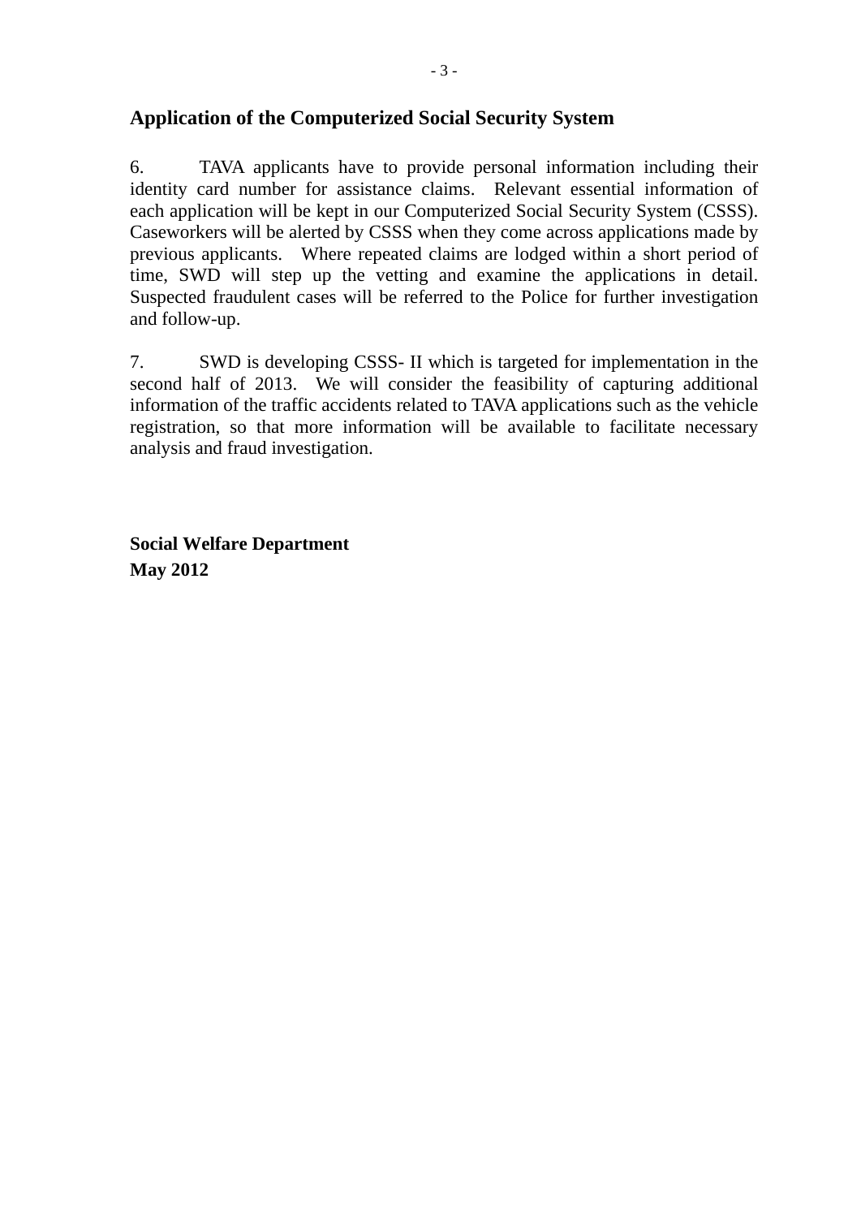## Application of the Computerized Social Security System

6. TAVA applicants have to provide personal information including their identity card number for assistance claims. Relevant essential information of each application will be kept in our Computerized Social Security System (CSSS). Caseworkers will be alerted by CSSS when they come across applications made by previous applicants. Where repeated claims are lodged within a short period of time, SWD will step up the vetting and examine the applications in detail. Suspected fraudulent cases will be referred to the Police for further investigation and follow-up.

7. SWD is developing CSSS- II which is targeted for implementation in the second half of 2013. We will consider the feasibility of capturing additional information of the traffic accidents related to TAVA applications such as the vehicle registration, so that more information will be available to facilitate necessary analysis and fraud investigation.

**Social Welfare Department**
**May 2012**